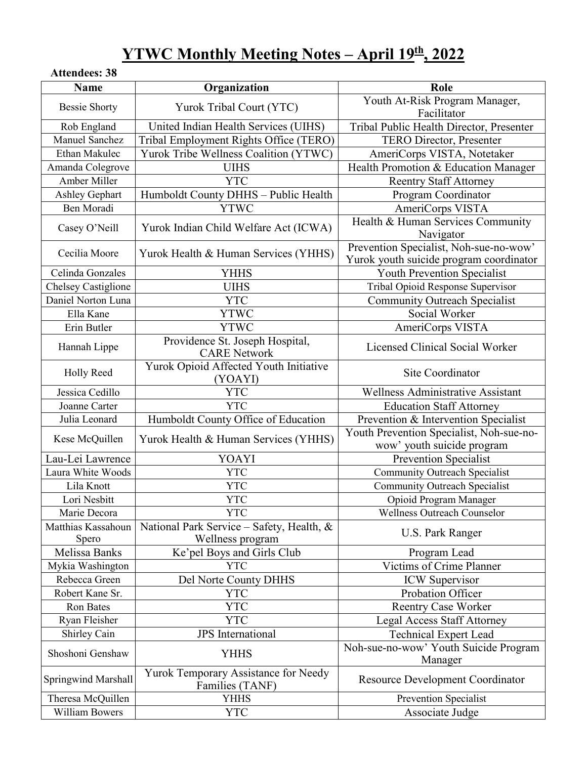# YTWC Monthly Meeting Notes – April 19th, 2022

**Attendees: 38**

| Name | Organization | Role |
|---|---|---|
| Bessie Shorty | Yurok Tribal Court (YTC) | Youth At-Risk Program Manager, Facilitator |
| Rob England | United Indian Health Services (UIHS) | Tribal Public Health Director, Presenter |
| Manuel Sanchez | Tribal Employment Rights Office (TERO) | TERO Director, Presenter |
| Ethan Makulec | Yurok Tribe Wellness Coalition (YTWC) | AmeriCorps VISTA, Notetaker |
| Amanda Colegrove | UIHS | Health Promotion & Education Manager |
| Amber Miller | YTC | Reentry Staff Attorney |
| Ashley Gephart | Humboldt County DHHS – Public Health | Program Coordinator |
| Ben Moradi | YTWC | AmeriCorps VISTA |
| Casey O'Neill | Yurok Indian Child Welfare Act (ICWA) | Health & Human Services Community Navigator |
| Cecilia Moore | Yurok Health & Human Services (YHHS) | Prevention Specialist, Noh-sue-no-wow' Yurok youth suicide program coordinator |
| Celinda Gonzales | YHHS | Youth Prevention Specialist |
| Chelsey Castiglione | UIHS | Tribal Opioid Response Supervisor |
| Daniel Norton Luna | YTC | Community Outreach Specialist |
| Ella Kane | YTWC | Social Worker |
| Erin Butler | YTWC | AmeriCorps VISTA |
| Hannah Lippe | Providence St. Joseph Hospital, CARE Network | Licensed Clinical Social Worker |
| Holly Reed | Yurok Opioid Affected Youth Initiative (YOAYI) | Site Coordinator |
| Jessica Cedillo | YTC | Wellness Administrative Assistant |
| Joanne Carter | YTC | Education Staff Attorney |
| Julia Leonard | Humboldt County Office of Education | Prevention & Intervention Specialist |
| Kese McQuillen | Yurok Health & Human Services (YHHS) | Youth Prevention Specialist, Noh-sue-no-wow' youth suicide program |
| Lau-Lei Lawrence | YOAYI | Prevention Specialist |
| Laura White Woods | YTC | Community Outreach Specialist |
| Lila Knott | YTC | Community Outreach Specialist |
| Lori Nesbitt | YTC | Opioid Program Manager |
| Marie Decora | YTC | Wellness Outreach Counselor |
| Matthias Kassahoun Spero | National Park Service – Safety, Health, & Wellness program | U.S. Park Ranger |
| Melissa Banks | Ke'pel Boys and Girls Club | Program Lead |
| Mykia Washington | YTC | Victims of Crime Planner |
| Rebecca Green | Del Norte County DHHS | ICW Supervisor |
| Robert Kane Sr. | YTC | Probation Officer |
| Ron Bates | YTC | Reentry Case Worker |
| Ryan Fleisher | YTC | Legal Access Staff Attorney |
| Shirley Cain | JPS International | Technical Expert Lead |
| Shoshoni Genshaw | YHHS | Noh-sue-no-wow' Youth Suicide Program Manager |
| Springwind Marshall | Yurok Temporary Assistance for Needy Families (TANF) | Resource Development Coordinator |
| Theresa McQuillen | YHHS | Prevention Specialist |
| William Bowers | YTC | Associate Judge |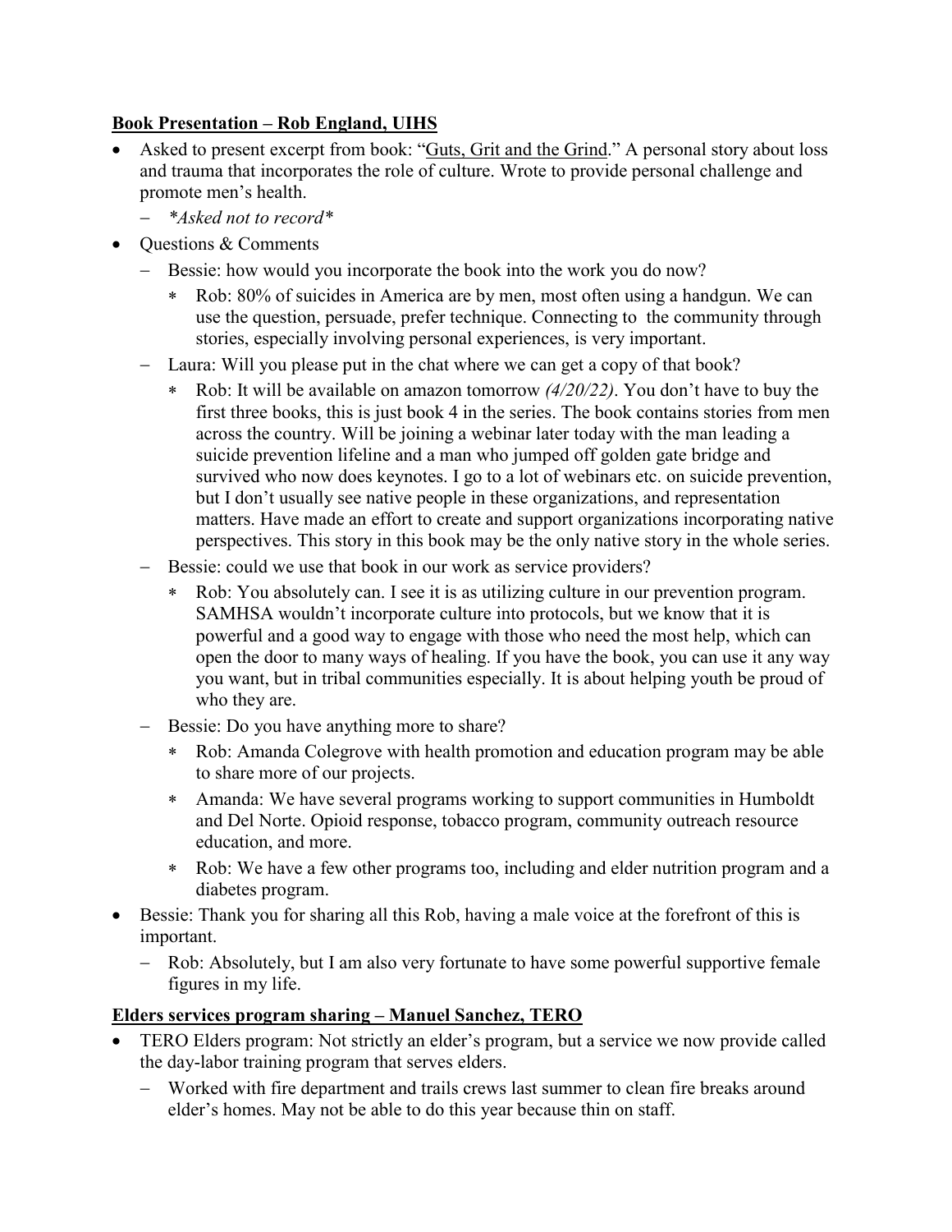**Book Presentation – Rob England, UIHS**

- Asked to present excerpt from book: "<u>Guts, Grit and the Grind</u>." A personal story about loss and trauma that incorporates the role of culture. Wrote to provide personal challenge and promote men's health.
  - *\*Asked not to record\**
- Questions & Comments
  - Bessie: how would you incorporate the book into the work you do now?
    - Rob: 80% of suicides in America are by men, most often using a handgun. We can use the question, persuade, prefer technique. Connecting to the community through stories, especially involving personal experiences, is very important.
  - Laura: Will you please put in the chat where we can get a copy of that book?
    - Rob: It will be available on amazon tomorrow *(4/20/22)*. You don't have to buy the first three books, this is just book 4 in the series. The book contains stories from men across the country. Will be joining a webinar later today with the man leading a suicide prevention lifeline and a man who jumped off golden gate bridge and survived who now does keynotes. I go to a lot of webinars etc. on suicide prevention, but I don't usually see native people in these organizations, and representation matters. Have made an effort to create and support organizations incorporating native perspectives. This story in this book may be the only native story in the whole series.
  - Bessie: could we use that book in our work as service providers?
    - Rob: You absolutely can. I see it is as utilizing culture in our prevention program. SAMHSA wouldn't incorporate culture into protocols, but we know that it is powerful and a good way to engage with those who need the most help, which can open the door to many ways of healing. If you have the book, you can use it any way you want, but in tribal communities especially. It is about helping youth be proud of who they are.
  - Bessie: Do you have anything more to share?
    - Rob: Amanda Colegrove with health promotion and education program may be able to share more of our projects.
    - Amanda: We have several programs working to support communities in Humboldt and Del Norte. Opioid response, tobacco program, community outreach resource education, and more.
    - Rob: We have a few other programs too, including and elder nutrition program and a diabetes program.
- Bessie: Thank you for sharing all this Rob, having a male voice at the forefront of this is important.
  - Rob: Absolutely, but I am also very fortunate to have some powerful supportive female figures in my life.

**Elders services program sharing – Manuel Sanchez, TERO**

- TERO Elders program: Not strictly an elder's program, but a service we now provide called the day-labor training program that serves elders.
  - Worked with fire department and trails crews last summer to clean fire breaks around elder's homes. May not be able to do this year because thin on staff.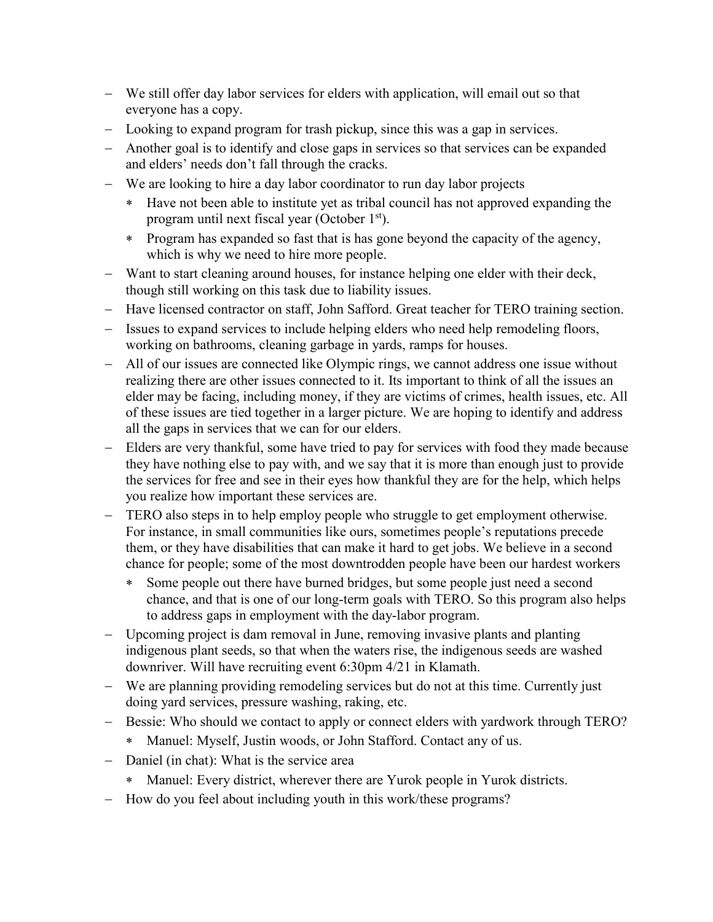- We still offer day labor services for elders with application, will email out so that everyone has a copy.
- Looking to expand program for trash pickup, since this was a gap in services.
- Another goal is to identify and close gaps in services so that services can be expanded and elders' needs don't fall through the cracks.
- We are looking to hire a day labor coordinator to run day labor projects
  - Have not been able to institute yet as tribal council has not approved expanding the program until next fiscal year (October 1st).
  - Program has expanded so fast that is has gone beyond the capacity of the agency, which is why we need to hire more people.
- Want to start cleaning around houses, for instance helping one elder with their deck, though still working on this task due to liability issues.
- Have licensed contractor on staff, John Safford. Great teacher for TERO training section.
- Issues to expand services to include helping elders who need help remodeling floors, working on bathrooms, cleaning garbage in yards, ramps for houses.
- All of our issues are connected like Olympic rings, we cannot address one issue without realizing there are other issues connected to it. Its important to think of all the issues an elder may be facing, including money, if they are victims of crimes, health issues, etc. All of these issues are tied together in a larger picture. We are hoping to identify and address all the gaps in services that we can for our elders.
- Elders are very thankful, some have tried to pay for services with food they made because they have nothing else to pay with, and we say that it is more than enough just to provide the services for free and see in their eyes how thankful they are for the help, which helps you realize how important these services are.
- TERO also steps in to help employ people who struggle to get employment otherwise. For instance, in small communities like ours, sometimes people's reputations precede them, or they have disabilities that can make it hard to get jobs. We believe in a second chance for people; some of the most downtrodden people have been our hardest workers
  - Some people out there have burned bridges, but some people just need a second chance, and that is one of our long-term goals with TERO. So this program also helps to address gaps in employment with the day-labor program.
- Upcoming project is dam removal in June, removing invasive plants and planting indigenous plant seeds, so that when the waters rise, the indigenous seeds are washed downriver. Will have recruiting event 6:30pm 4/21 in Klamath.
- We are planning providing remodeling services but do not at this time. Currently just doing yard services, pressure washing, raking, etc.
- Bessie: Who should we contact to apply or connect elders with yardwork through TERO?
  - Manuel: Myself, Justin woods, or John Stafford. Contact any of us.
- Daniel (in chat): What is the service area
  - Manuel: Every district, wherever there are Yurok people in Yurok districts.
- How do you feel about including youth in this work/these programs?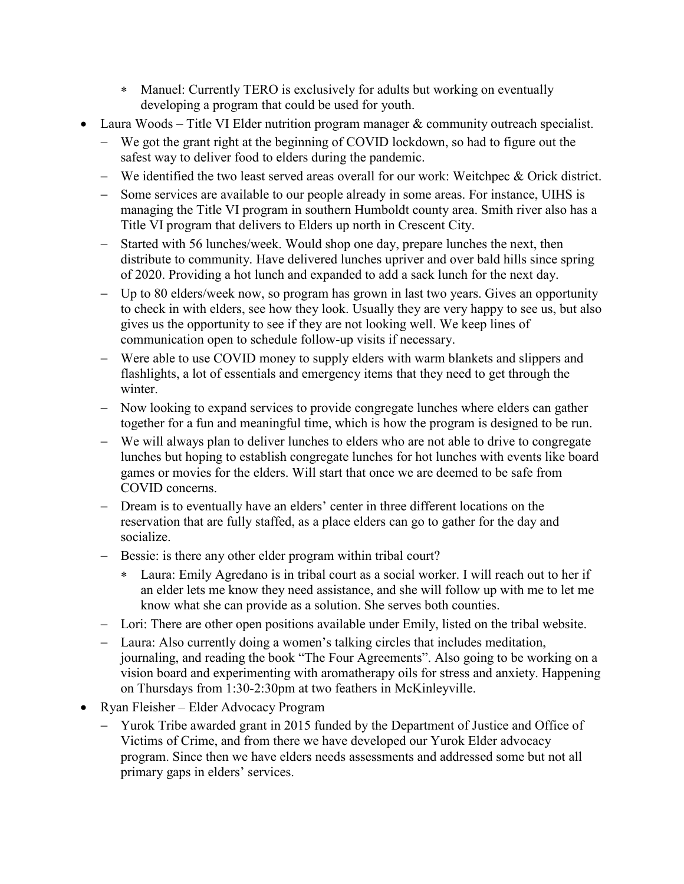- Manuel: Currently TERO is exclusively for adults but working on eventually developing a program that could be used for youth.
- Laura Woods – Title VI Elder nutrition program manager & community outreach specialist.
  - We got the grant right at the beginning of COVID lockdown, so had to figure out the safest way to deliver food to elders during the pandemic.
  - We identified the two least served areas overall for our work: Weitchpec & Orick district.
  - Some services are available to our people already in some areas. For instance, UIHS is managing the Title VI program in southern Humboldt county area. Smith river also has a Title VI program that delivers to Elders up north in Crescent City.
  - Started with 56 lunches/week. Would shop one day, prepare lunches the next, then distribute to community. Have delivered lunches upriver and over bald hills since spring of 2020. Providing a hot lunch and expanded to add a sack lunch for the next day.
  - Up to 80 elders/week now, so program has grown in last two years. Gives an opportunity to check in with elders, see how they look. Usually they are very happy to see us, but also gives us the opportunity to see if they are not looking well. We keep lines of communication open to schedule follow-up visits if necessary.
  - Were able to use COVID money to supply elders with warm blankets and slippers and flashlights, a lot of essentials and emergency items that they need to get through the winter.
  - Now looking to expand services to provide congregate lunches where elders can gather together for a fun and meaningful time, which is how the program is designed to be run.
  - We will always plan to deliver lunches to elders who are not able to drive to congregate lunches but hoping to establish congregate lunches for hot lunches with events like board games or movies for the elders. Will start that once we are deemed to be safe from COVID concerns.
  - Dream is to eventually have an elders' center in three different locations on the reservation that are fully staffed, as a place elders can go to gather for the day and socialize.
  - Bessie: is there any other elder program within tribal court?
    - Laura: Emily Agredano is in tribal court as a social worker. I will reach out to her if an elder lets me know they need assistance, and she will follow up with me to let me know what she can provide as a solution. She serves both counties.
  - Lori: There are other open positions available under Emily, listed on the tribal website.
  - Laura: Also currently doing a women's talking circles that includes meditation, journaling, and reading the book "The Four Agreements". Also going to be working on a vision board and experimenting with aromatherapy oils for stress and anxiety. Happening on Thursdays from 1:30-2:30pm at two feathers in McKinleyville.
- Ryan Fleisher – Elder Advocacy Program
  - Yurok Tribe awarded grant in 2015 funded by the Department of Justice and Office of Victims of Crime, and from there we have developed our Yurok Elder advocacy program. Since then we have elders needs assessments and addressed some but not all primary gaps in elders' services.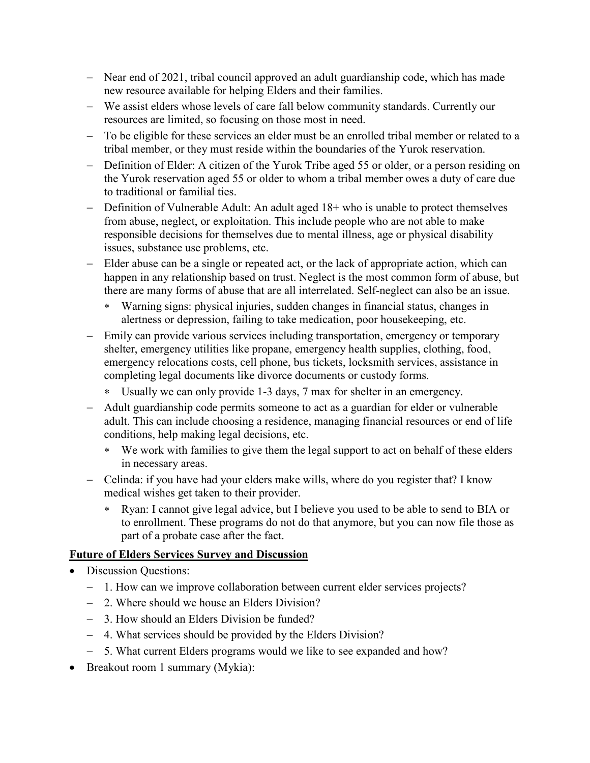- Near end of 2021, tribal council approved an adult guardianship code, which has made new resource available for helping Elders and their families.
- We assist elders whose levels of care fall below community standards. Currently our resources are limited, so focusing on those most in need.
- To be eligible for these services an elder must be an enrolled tribal member or related to a tribal member, or they must reside within the boundaries of the Yurok reservation.
- Definition of Elder: A citizen of the Yurok Tribe aged 55 or older, or a person residing on the Yurok reservation aged 55 or older to whom a tribal member owes a duty of care due to traditional or familial ties.
- Definition of Vulnerable Adult: An adult aged 18+ who is unable to protect themselves from abuse, neglect, or exploitation. This include people who are not able to make responsible decisions for themselves due to mental illness, age or physical disability issues, substance use problems, etc.
- Elder abuse can be a single or repeated act, or the lack of appropriate action, which can happen in any relationship based on trust. Neglect is the most common form of abuse, but there are many forms of abuse that are all interrelated. Self-neglect can also be an issue.
  - Warning signs: physical injuries, sudden changes in financial status, changes in alertness or depression, failing to take medication, poor housekeeping, etc.
- Emily can provide various services including transportation, emergency or temporary shelter, emergency utilities like propane, emergency health supplies, clothing, food, emergency relocations costs, cell phone, bus tickets, locksmith services, assistance in completing legal documents like divorce documents or custody forms.
  - Usually we can only provide 1-3 days, 7 max for shelter in an emergency.
- Adult guardianship code permits someone to act as a guardian for elder or vulnerable adult. This can include choosing a residence, managing financial resources or end of life conditions, help making legal decisions, etc.
  - We work with families to give them the legal support to act on behalf of these elders in necessary areas.
- Celinda: if you have had your elders make wills, where do you register that? I know medical wishes get taken to their provider.
  - Ryan: I cannot give legal advice, but I believe you used to be able to send to BIA or to enrollment. These programs do not do that anymore, but you can now file those as part of a probate case after the fact.

**Future of Elders Services Survey and Discussion**

- Discussion Questions:
  - 1. How can we improve collaboration between current elder services projects?
  - 2. Where should we house an Elders Division?
  - 3. How should an Elders Division be funded?
  - 4. What services should be provided by the Elders Division?
  - 5. What current Elders programs would we like to see expanded and how?
- Breakout room 1 summary (Mykia):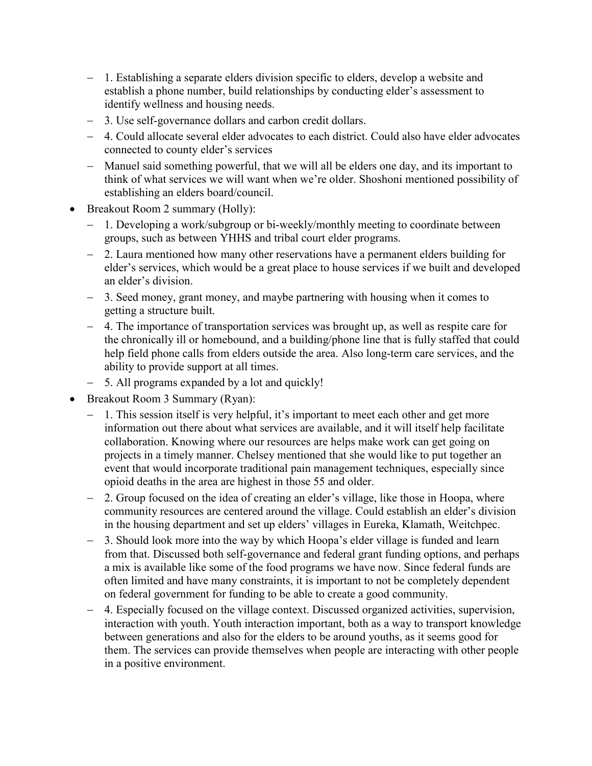- 1. Establishing a separate elders division specific to elders, develop a website and establish a phone number, build relationships by conducting elder's assessment to identify wellness and housing needs.
  - 3. Use self-governance dollars and carbon credit dollars.
  - 4. Could allocate several elder advocates to each district. Could also have elder advocates connected to county elder's services
  - Manuel said something powerful, that we will all be elders one day, and its important to think of what services we will want when we're older. Shoshoni mentioned possibility of establishing an elders board/council.
- Breakout Room 2 summary (Holly):
  - 1. Developing a work/subgroup or bi-weekly/monthly meeting to coordinate between groups, such as between YHHS and tribal court elder programs.
  - 2. Laura mentioned how many other reservations have a permanent elders building for elder's services, which would be a great place to house services if we built and developed an elder's division.
  - 3. Seed money, grant money, and maybe partnering with housing when it comes to getting a structure built.
  - 4. The importance of transportation services was brought up, as well as respite care for the chronically ill or homebound, and a building/phone line that is fully staffed that could help field phone calls from elders outside the area. Also long-term care services, and the ability to provide support at all times.
  - 5. All programs expanded by a lot and quickly!
- Breakout Room 3 Summary (Ryan):
  - 1. This session itself is very helpful, it's important to meet each other and get more information out there about what services are available, and it will itself help facilitate collaboration. Knowing where our resources are helps make work can get going on projects in a timely manner. Chelsey mentioned that she would like to put together an event that would incorporate traditional pain management techniques, especially since opioid deaths in the area are highest in those 55 and older.
  - 2. Group focused on the idea of creating an elder's village, like those in Hoopa, where community resources are centered around the village. Could establish an elder's division in the housing department and set up elders' villages in Eureka, Klamath, Weitchpec.
  - 3. Should look more into the way by which Hoopa's elder village is funded and learn from that. Discussed both self-governance and federal grant funding options, and perhaps a mix is available like some of the food programs we have now. Since federal funds are often limited and have many constraints, it is important to not be completely dependent on federal government for funding to be able to create a good community.
  - 4. Especially focused on the village context. Discussed organized activities, supervision, interaction with youth. Youth interaction important, both as a way to transport knowledge between generations and also for the elders to be around youths, as it seems good for them. The services can provide themselves when people are interacting with other people in a positive environment.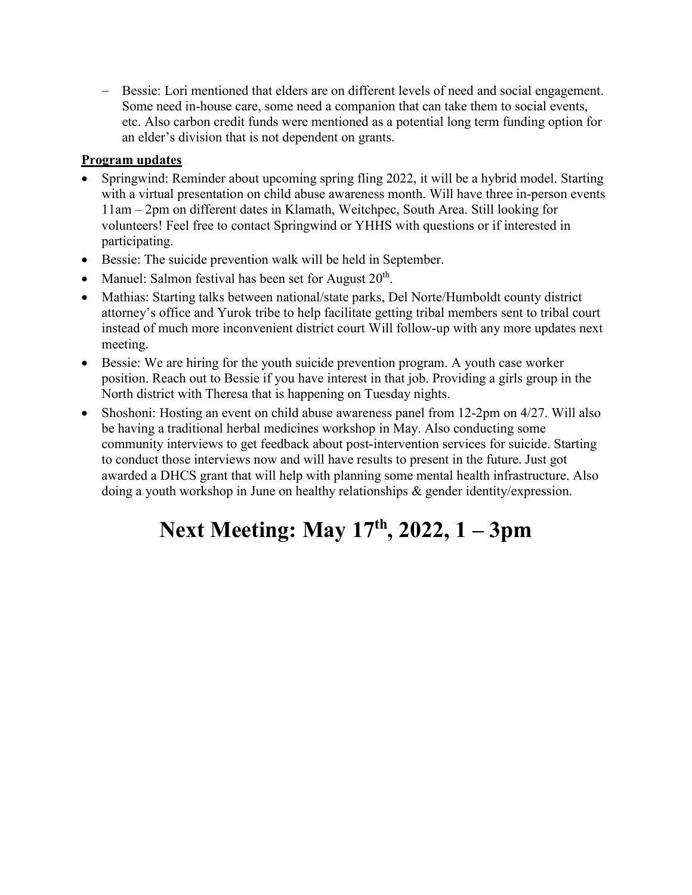- Bessie: Lori mentioned that elders are on different levels of need and social engagement. Some need in-house care, some need a companion that can take them to social events, etc. Also carbon credit funds were mentioned as a potential long term funding option for an elder's division that is not dependent on grants.

**Program updates**

- Springwind: Reminder about upcoming spring fling 2022, it will be a hybrid model. Starting with a virtual presentation on child abuse awareness month. Will have three in-person events 11am – 2pm on different dates in Klamath, Weitchpec, South Area. Still looking for volunteers! Feel free to contact Springwind or YHHS with questions or if interested in participating.
- Bessie: The suicide prevention walk will be held in September.
- Manuel: Salmon festival has been set for August 20th.
- Mathias: Starting talks between national/state parks, Del Norte/Humboldt county district attorney's office and Yurok tribe to help facilitate getting tribal members sent to tribal court instead of much more inconvenient district court Will follow-up with any more updates next meeting.
- Bessie: We are hiring for the youth suicide prevention program. A youth case worker position. Reach out to Bessie if you have interest in that job. Providing a girls group in the North district with Theresa that is happening on Tuesday nights.
- Shoshoni: Hosting an event on child abuse awareness panel from 12-2pm on 4/27. Will also be having a traditional herbal medicines workshop in May. Also conducting some community interviews to get feedback about post-intervention services for suicide. Starting to conduct those interviews now and will have results to present in the future. Just got awarded a DHCS grant that will help with planning some mental health infrastructure. Also doing a youth workshop in June on healthy relationships & gender identity/expression.

# Next Meeting: May 17th, 2022, 1 – 3pm